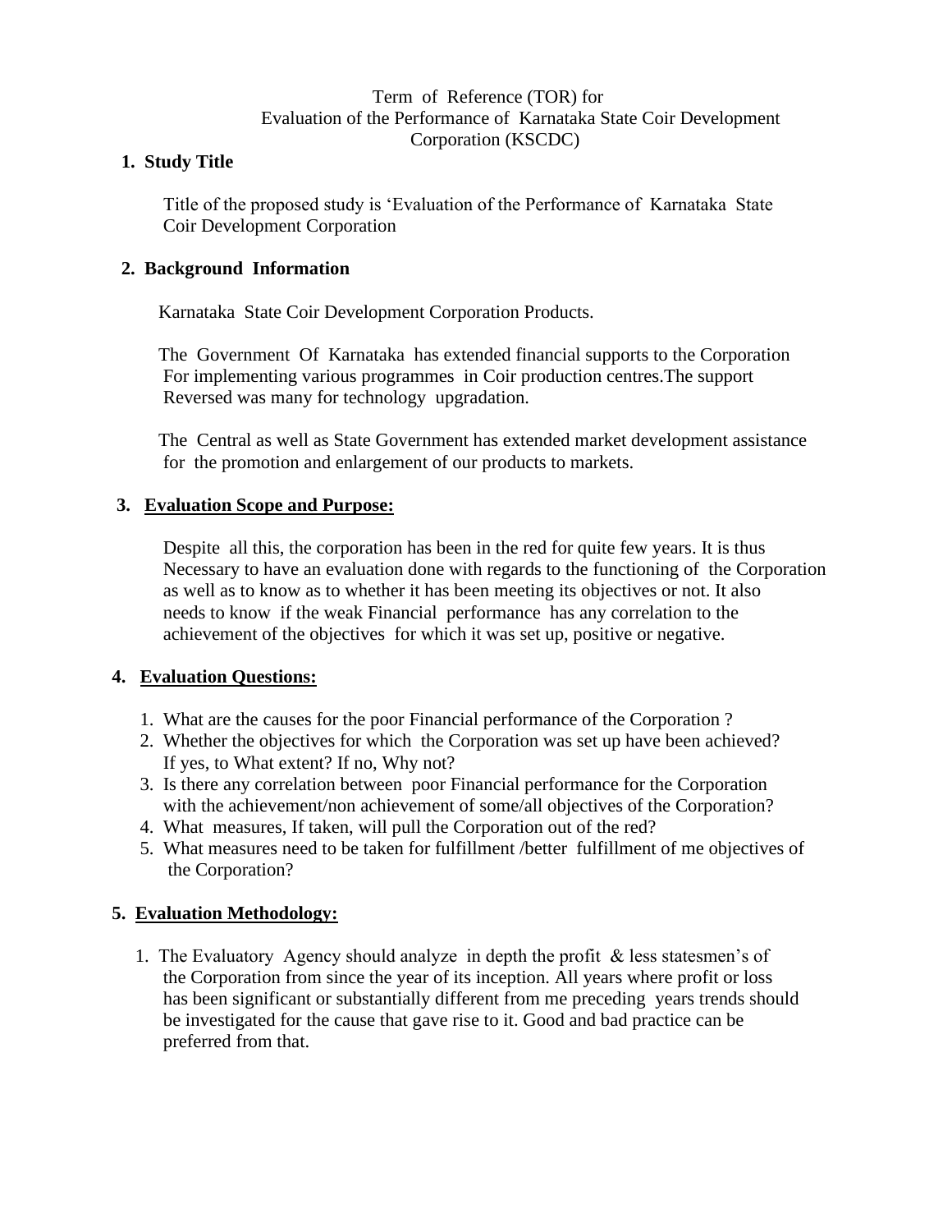Term of Reference (TOR) for
Evaluation of the Performance of Karnataka State Coir Development Corporation (KSCDC)

## 1. Study Title

Title of the proposed study is 'Evaluation of the Performance of Karnataka State Coir Development Corporation

## 2. Background Information

Karnataka State Coir Development Corporation Products.

The Government Of Karnataka has extended financial supports to the Corporation For implementing various programmes in Coir production centres.The support Reversed was many for technology upgradation.

The Central as well as State Government has extended market development assistance for the promotion and enlargement of our products to markets.

## 3. Evaluation Scope and Purpose:

Despite all this, the corporation has been in the red for quite few years. It is thus Necessary to have an evaluation done with regards to the functioning of the Corporation as well as to know as to whether it has been meeting its objectives or not. It also needs to know if the weak Financial performance has any correlation to the achievement of the objectives for which it was set up, positive or negative.

## 4. Evaluation Questions:

1. What are the causes for the poor Financial performance of the Corporation ?
2. Whether the objectives for which the Corporation was set up have been achieved? If yes, to What extent? If no, Why not?
3. Is there any correlation between poor Financial performance for the Corporation with the achievement/non achievement of some/all objectives of the Corporation?
4. What measures, If taken, will pull the Corporation out of the red?
5. What measures need to be taken for fulfillment /better fulfillment of me objectives of the Corporation?

## 5. Evaluation Methodology:

1. The Evaluatory Agency should analyze in depth the profit & less statesmen's of the Corporation from since the year of its inception. All years where profit or loss has been significant or substantially different from me preceding years trends should be investigated for the cause that gave rise to it. Good and bad practice can be preferred from that.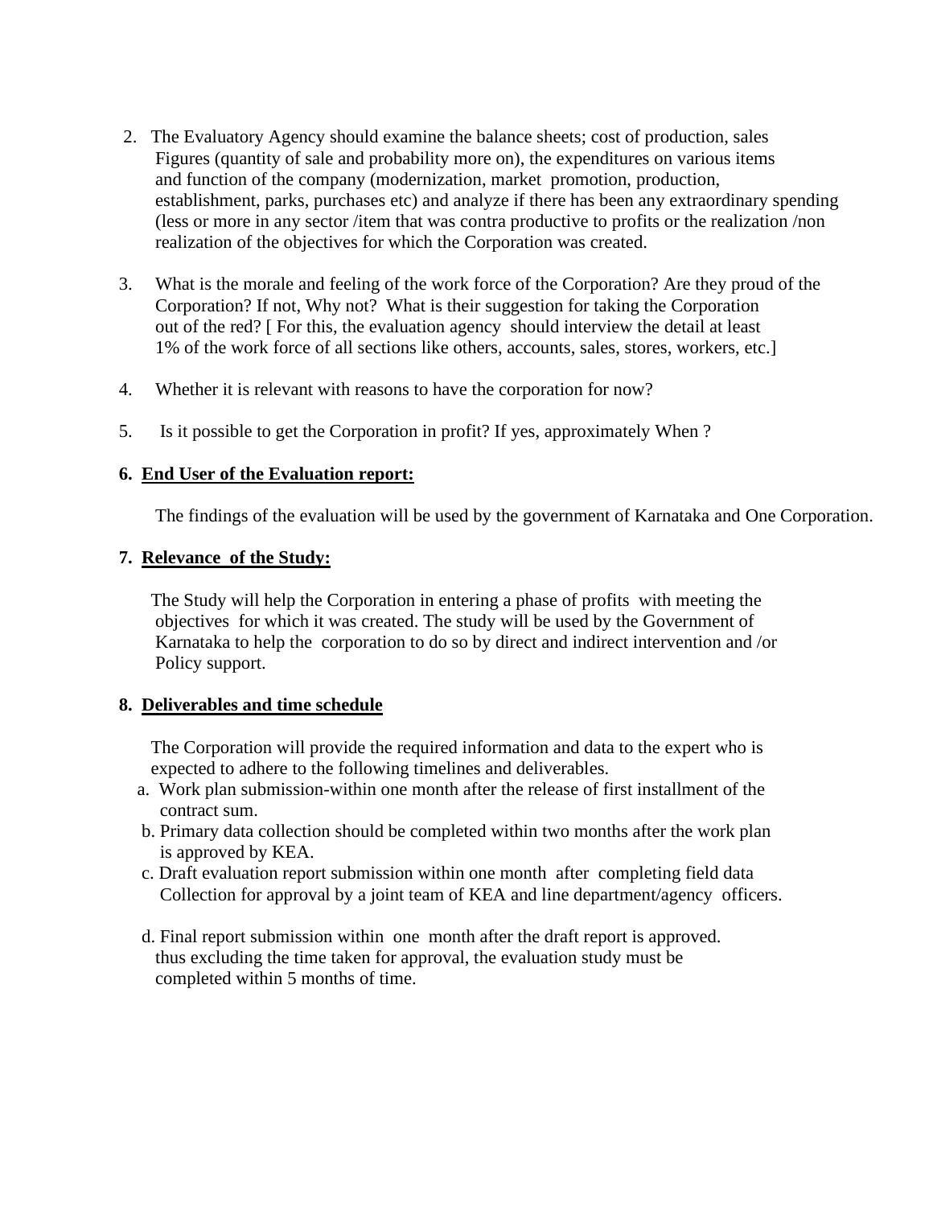2. The Evaluatory Agency should examine the balance sheets; cost of production, sales Figures (quantity of sale and probability more on), the expenditures on various items and function of the company (modernization, market promotion, production, establishment, parks, purchases etc) and analyze if there has been any extraordinary spending (less or more in any sector /item that was contra productive to profits or the realization /non realization of the objectives for which the Corporation was created.

3. What is the morale and feeling of the work force of the Corporation? Are they proud of the Corporation? If not, Why not? What is their suggestion for taking the Corporation out of the red? [ For this, the evaluation agency should interview the detail at least 1% of the work force of all sections like others, accounts, sales, stores, workers, etc.]

4. Whether it is relevant with reasons to have the corporation for now?

5. Is it possible to get the Corporation in profit? If yes, approximately When ?

**6. <u>End User of the Evaluation report:</u>**

The findings of the evaluation will be used by the government of Karnataka and One Corporation.

**7. <u>Relevance of the Study:</u>**

The Study will help the Corporation in entering a phase of profits with meeting the objectives for which it was created. The study will be used by the Government of Karnataka to help the corporation to do so by direct and indirect intervention and /or Policy support.

**8. <u>Deliverables and time schedule</u>**

The Corporation will provide the required information and data to the expert who is expected to adhere to the following timelines and deliverables.

a. Work plan submission-within one month after the release of first installment of the contract sum.

b. Primary data collection should be completed within two months after the work plan is approved by KEA.

c. Draft evaluation report submission within one month after completing field data Collection for approval by a joint team of KEA and line department/agency officers.

d. Final report submission within one month after the draft report is approved. thus excluding the time taken for approval, the evaluation study must be completed within 5 months of time.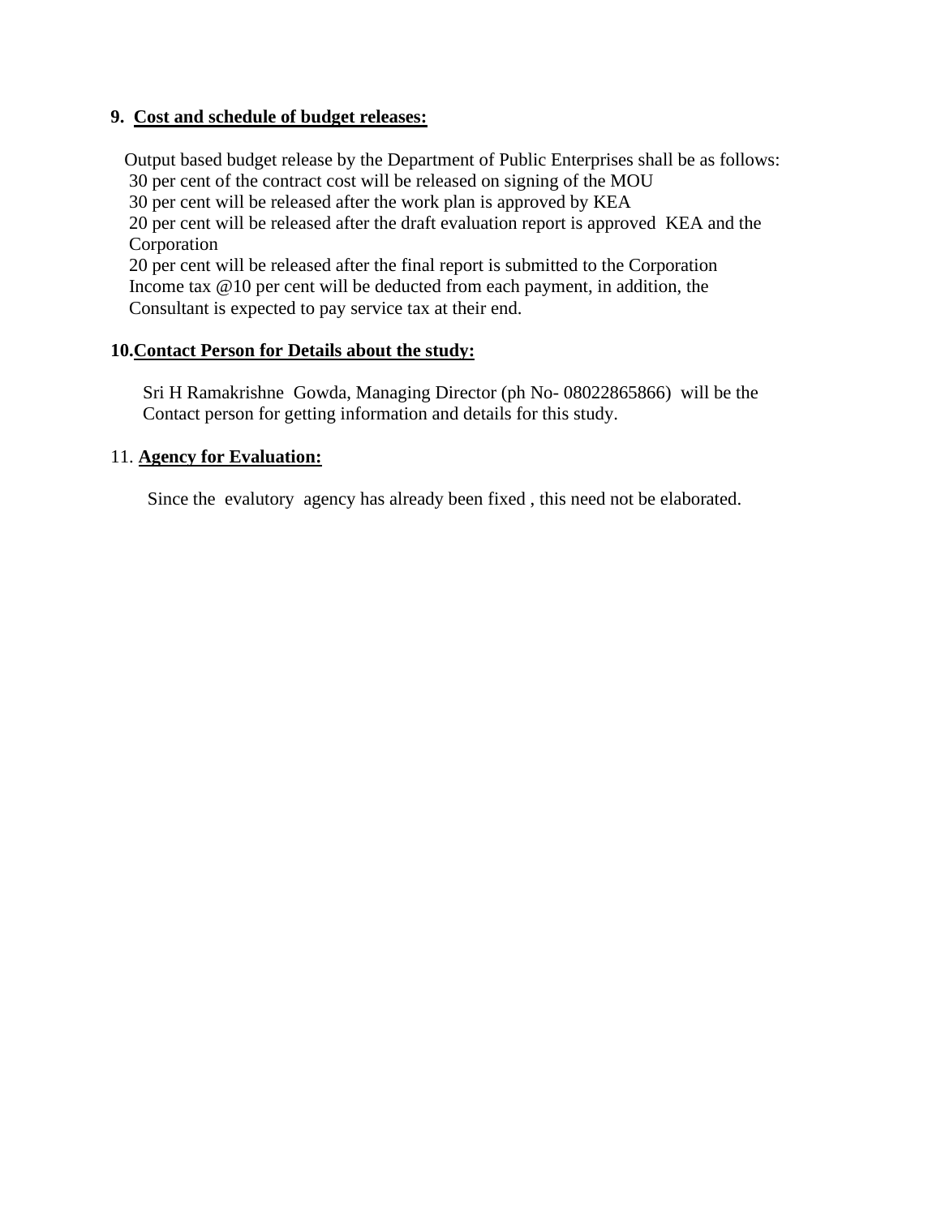**9. Cost and schedule of budget releases:**

Output based budget release by the Department of Public Enterprises shall be as follows:
30 per cent of the contract cost will be released on signing of the MOU
30 per cent will be released after the work plan is approved by KEA
20 per cent will be released after the draft evaluation report is approved KEA and the Corporation
20 per cent will be released after the final report is submitted to the Corporation
Income tax @10 per cent will be deducted from each payment, in addition, the Consultant is expected to pay service tax at their end.

**10. Contact Person for Details about the study:**

Sri H Ramakrishne Gowda, Managing Director (ph No- 08022865866) will be the Contact person for getting information and details for this study.

11. **Agency for Evaluation:**

Since the evalutory agency has already been fixed , this need not be elaborated.